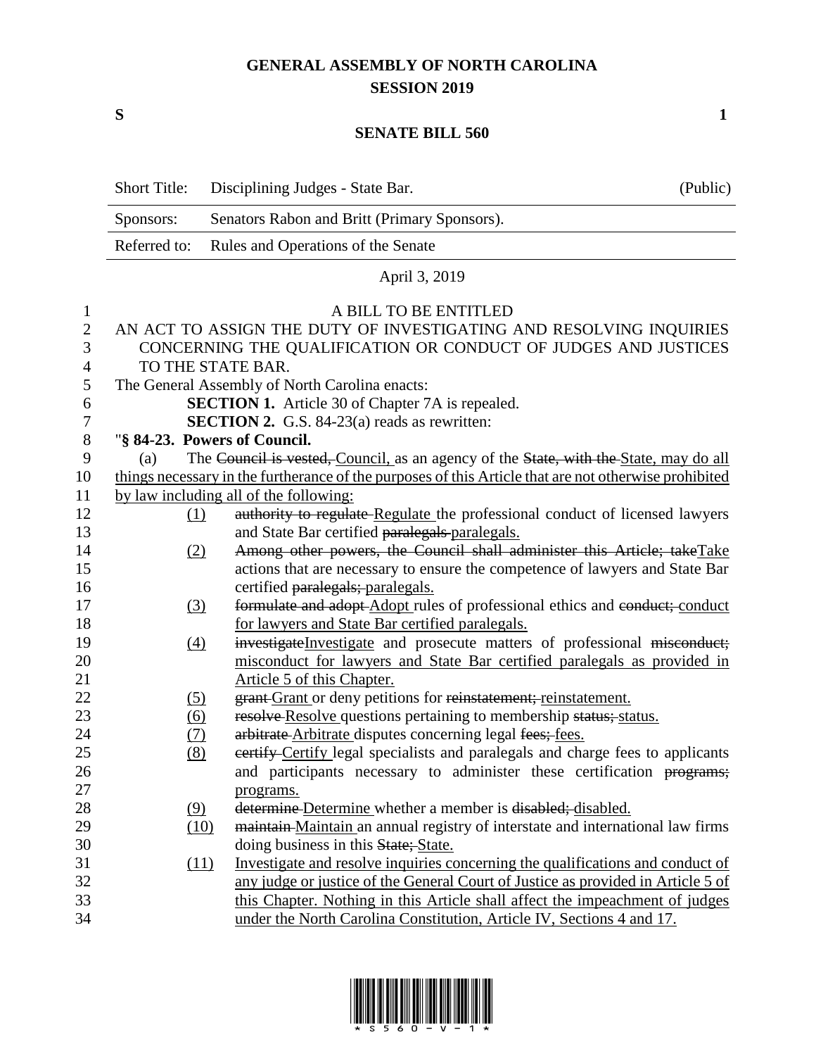# GENERAL ASSEMBLY OF NORTH CAROLINA
## SESSION 2019

**S** **1**

## SENATE BILL 560

| Short Title: | Disciplining Judges - State Bar. | (Public) |
|---|---|---|
| Sponsors: | Senators Rabon and Britt (Primary Sponsors). | |
| Referred to: | Rules and Operations of the Senate | |

April 3, 2019

A BILL TO BE ENTITLED

AN ACT TO ASSIGN THE DUTY OF INVESTIGATING AND RESOLVING INQUIRIES CONCERNING THE QUALIFICATION OR CONDUCT OF JUDGES AND JUSTICES TO THE STATE BAR.

The General Assembly of North Carolina enacts:

**SECTION 1.** Article 30 of Chapter 7A is repealed.

**SECTION 2.** G.S. 84-23(a) reads as rewritten:

"**§ 84-23. Powers of Council.**

(a) The ~~Council is vested,~~ Council, as an agency of the ~~State, with the~~ State, may do all things necessary in the furtherance of the purposes of this Article that are not otherwise prohibited by law including all of the following:

(1) ~~authority to regulate~~ Regulate the professional conduct of licensed lawyers and State Bar certified ~~paralegals~~ paralegals.

(2) ~~Among other powers, the Council shall administer this Article; take~~Take actions that are necessary to ensure the competence of lawyers and State Bar certified ~~paralegals;~~ paralegals.

(3) ~~formulate and adopt~~ Adopt rules of professional ethics and ~~conduct;~~ conduct for lawyers and State Bar certified paralegals.

(4) ~~investigate~~Investigate and prosecute matters of professional ~~misconduct;~~ misconduct for lawyers and State Bar certified paralegals as provided in Article 5 of this Chapter.

(5) ~~grant~~ Grant or deny petitions for ~~reinstatement;~~ reinstatement.

(6) ~~resolve~~ Resolve questions pertaining to membership ~~status;~~ status.

(7) ~~arbitrate~~ Arbitrate disputes concerning legal ~~fees;~~ fees.

(8) ~~certify~~ Certify legal specialists and paralegals and charge fees to applicants and participants necessary to administer these certification ~~programs;~~ programs.

(9) ~~determine~~ Determine whether a member is ~~disabled;~~ disabled.

(10) ~~maintain~~ Maintain an annual registry of interstate and international law firms doing business in this ~~State;~~ State.

(11) Investigate and resolve inquiries concerning the qualifications and conduct of any judge or justice of the General Court of Justice as provided in Article 5 of this Chapter. Nothing in this Article shall affect the impeachment of judges under the North Carolina Constitution, Article IV, Sections 4 and 17.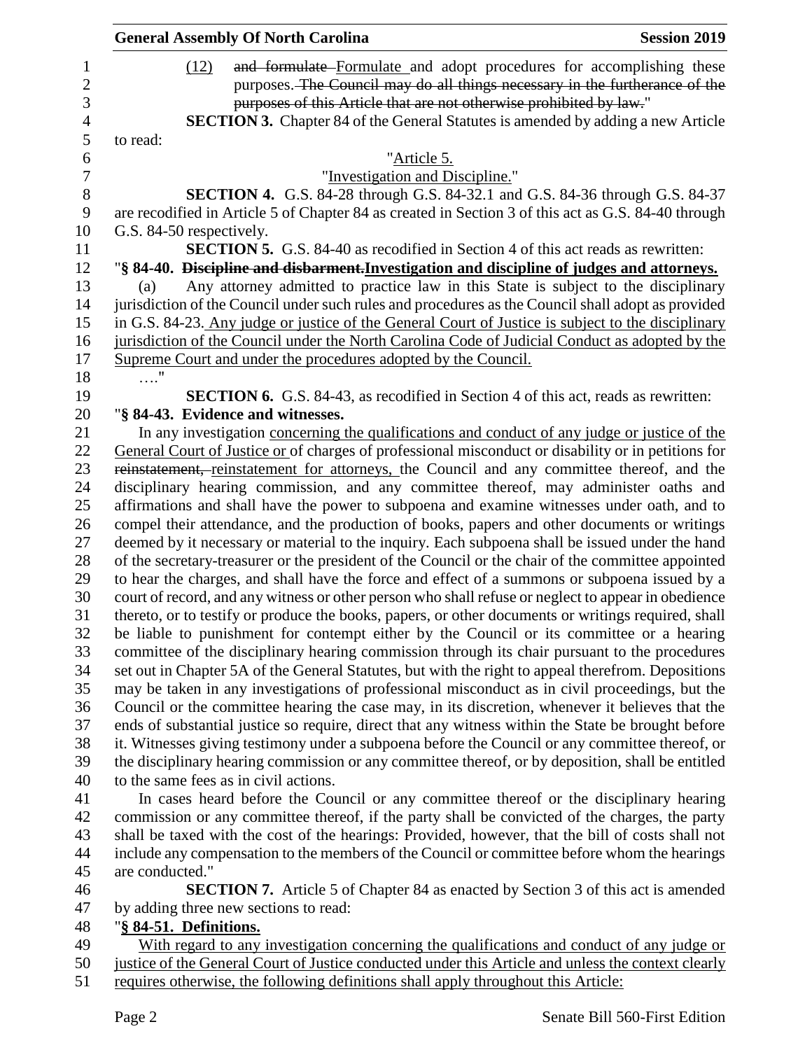(12) ~~and formulate~~ Formulate and adopt procedures for accomplishing these purposes. ~~The Council may do all things necessary in the furtherance of the purposes of this Article that are not otherwise prohibited by law.~~"

**SECTION 3.** Chapter 84 of the General Statutes is amended by adding a new Article to read:

"Article 5.

"Investigation and Discipline."

**SECTION 4.** G.S. 84-28 through G.S. 84-32.1 and G.S. 84-36 through G.S. 84-37 are recodified in Article 5 of Chapter 84 as created in Section 3 of this act as G.S. 84-40 through G.S. 84-50 respectively.

**SECTION 5.** G.S. 84-40 as recodified in Section 4 of this act reads as rewritten:

"**§ 84-40. ~~Discipline and disbarment.~~Investigation and discipline of judges and attorneys.**

(a) Any attorney admitted to practice law in this State is subject to the disciplinary jurisdiction of the Council under such rules and procedures as the Council shall adopt as provided in G.S. 84-23. Any judge or justice of the General Court of Justice is subject to the disciplinary jurisdiction of the Council under the North Carolina Code of Judicial Conduct as adopted by the Supreme Court and under the procedures adopted by the Council.

…."

**SECTION 6.** G.S. 84-43, as recodified in Section 4 of this act, reads as rewritten:

"**§ 84-43. Evidence and witnesses.**

In any investigation concerning the qualifications and conduct of any judge or justice of the General Court of Justice or of charges of professional misconduct or disability or in petitions for ~~reinstatement,~~ reinstatement for attorneys, the Council and any committee thereof, and the disciplinary hearing commission, and any committee thereof, may administer oaths and affirmations and shall have the power to subpoena and examine witnesses under oath, and to compel their attendance, and the production of books, papers and other documents or writings deemed by it necessary or material to the inquiry. Each subpoena shall be issued under the hand of the secretary-treasurer or the president of the Council or the chair of the committee appointed to hear the charges, and shall have the force and effect of a summons or subpoena issued by a court of record, and any witness or other person who shall refuse or neglect to appear in obedience thereto, or to testify or produce the books, papers, or other documents or writings required, shall be liable to punishment for contempt either by the Council or its committee or a hearing committee of the disciplinary hearing commission through its chair pursuant to the procedures set out in Chapter 5A of the General Statutes, but with the right to appeal therefrom. Depositions may be taken in any investigations of professional misconduct as in civil proceedings, but the Council or the committee hearing the case may, in its discretion, whenever it believes that the ends of substantial justice so require, direct that any witness within the State be brought before it. Witnesses giving testimony under a subpoena before the Council or any committee thereof, or the disciplinary hearing commission or any committee thereof, or by deposition, shall be entitled to the same fees as in civil actions.

In cases heard before the Council or any committee thereof or the disciplinary hearing commission or any committee thereof, if the party shall be convicted of the charges, the party shall be taxed with the cost of the hearings: Provided, however, that the bill of costs shall not include any compensation to the members of the Council or committee before whom the hearings are conducted."

**SECTION 7.** Article 5 of Chapter 84 as enacted by Section 3 of this act is amended by adding three new sections to read:

"**§ 84-51. Definitions.**

With regard to any investigation concerning the qualifications and conduct of any judge or justice of the General Court of Justice conducted under this Article and unless the context clearly requires otherwise, the following definitions shall apply throughout this Article: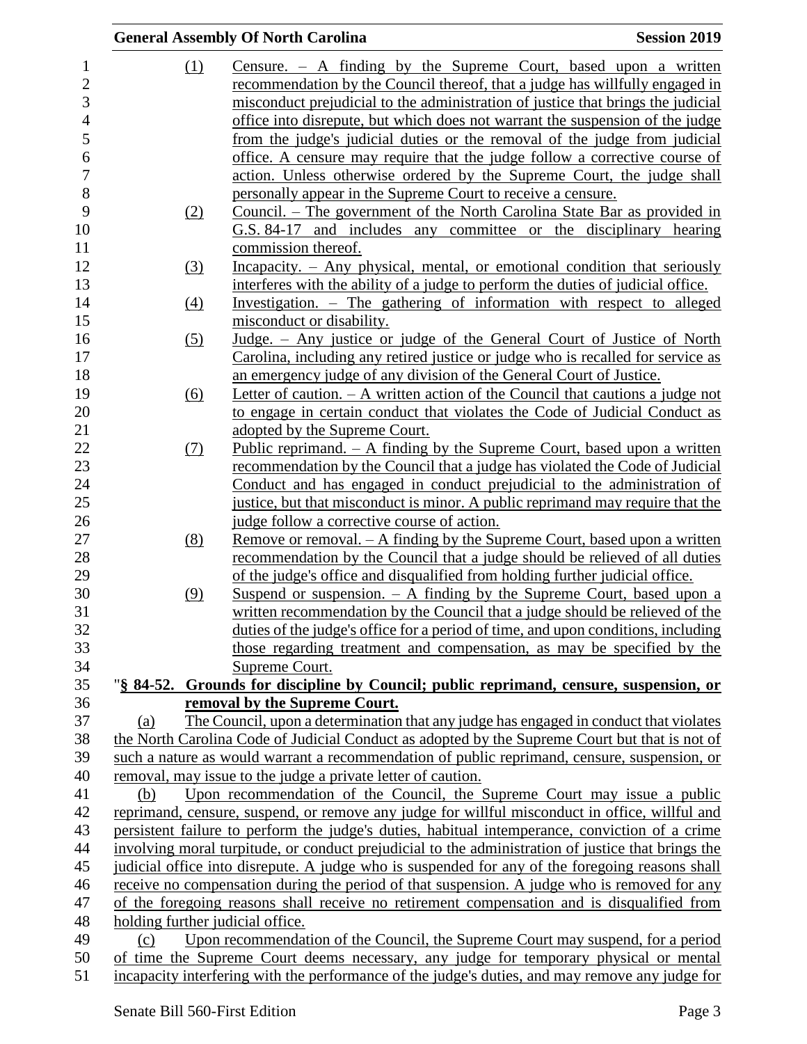(1) Censure. – A finding by the Supreme Court, based upon a written recommendation by the Council thereof, that a judge has willfully engaged in misconduct prejudicial to the administration of justice that brings the judicial office into disrepute, but which does not warrant the suspension of the judge from the judge's judicial duties or the removal of the judge from judicial office. A censure may require that the judge follow a corrective course of action. Unless otherwise ordered by the Supreme Court, the judge shall personally appear in the Supreme Court to receive a censure.

(2) Council. – The government of the North Carolina State Bar as provided in G.S. 84-17 and includes any committee or the disciplinary hearing commission thereof.

(3) Incapacity. – Any physical, mental, or emotional condition that seriously interferes with the ability of a judge to perform the duties of judicial office.

(4) Investigation. – The gathering of information with respect to alleged misconduct or disability.

(5) Judge. – Any justice or judge of the General Court of Justice of North Carolina, including any retired justice or judge who is recalled for service as an emergency judge of any division of the General Court of Justice.

(6) Letter of caution. – A written action of the Council that cautions a judge not to engage in certain conduct that violates the Code of Judicial Conduct as adopted by the Supreme Court.

(7) Public reprimand. – A finding by the Supreme Court, based upon a written recommendation by the Council that a judge has violated the Code of Judicial Conduct and has engaged in conduct prejudicial to the administration of justice, but that misconduct is minor. A public reprimand may require that the judge follow a corrective course of action.

(8) Remove or removal. – A finding by the Supreme Court, based upon a written recommendation by the Council that a judge should be relieved of all duties of the judge's office and disqualified from holding further judicial office.

(9) Suspend or suspension. – A finding by the Supreme Court, based upon a written recommendation by the Council that a judge should be relieved of the duties of the judge's office for a period of time, and upon conditions, including those regarding treatment and compensation, as may be specified by the Supreme Court.

"**§ 84-52. Grounds for discipline by Council; public reprimand, censure, suspension, or removal by the Supreme Court.**

(a) The Council, upon a determination that any judge has engaged in conduct that violates the North Carolina Code of Judicial Conduct as adopted by the Supreme Court but that is not of such a nature as would warrant a recommendation of public reprimand, censure, suspension, or removal, may issue to the judge a private letter of caution.

(b) Upon recommendation of the Council, the Supreme Court may issue a public reprimand, censure, suspend, or remove any judge for willful misconduct in office, willful and persistent failure to perform the judge's duties, habitual intemperance, conviction of a crime involving moral turpitude, or conduct prejudicial to the administration of justice that brings the judicial office into disrepute. A judge who is suspended for any of the foregoing reasons shall receive no compensation during the period of that suspension. A judge who is removed for any of the foregoing reasons shall receive no retirement compensation and is disqualified from holding further judicial office.

(c) Upon recommendation of the Council, the Supreme Court may suspend, for a period of time the Supreme Court deems necessary, any judge for temporary physical or mental incapacity interfering with the performance of the judge's duties, and may remove any judge for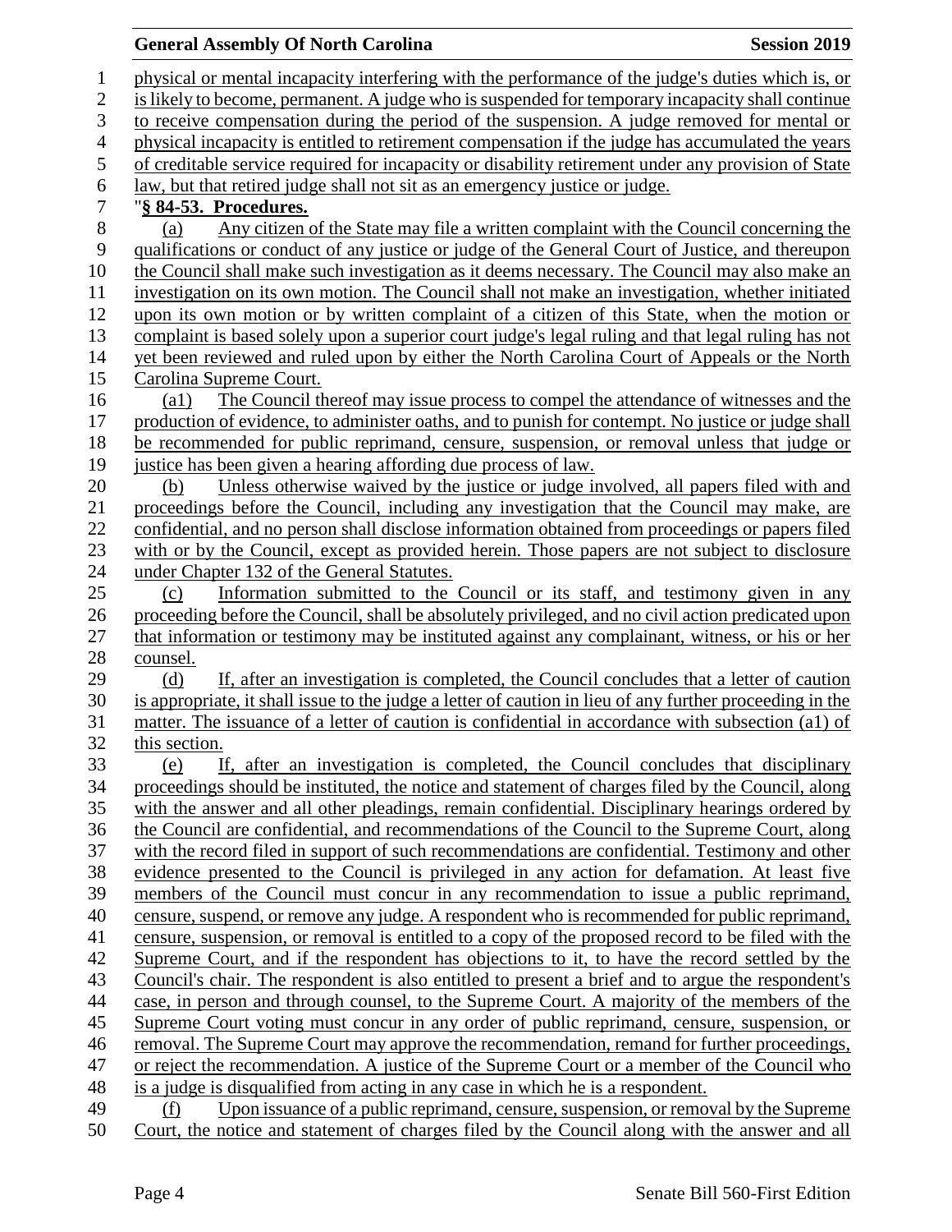physical or mental incapacity interfering with the performance of the judge's duties which is, or is likely to become, permanent. A judge who is suspended for temporary incapacity shall continue to receive compensation during the period of the suspension. A judge removed for mental or physical incapacity is entitled to retirement compensation if the judge has accumulated the years of creditable service required for incapacity or disability retirement under any provision of State law, but that retired judge shall not sit as an emergency justice or judge.

"**§ 84-53. Procedures.**

(a) Any citizen of the State may file a written complaint with the Council concerning the qualifications or conduct of any justice or judge of the General Court of Justice, and thereupon the Council shall make such investigation as it deems necessary. The Council may also make an investigation on its own motion. The Council shall not make an investigation, whether initiated upon its own motion or by written complaint of a citizen of this State, when the motion or complaint is based solely upon a superior court judge's legal ruling and that legal ruling has not yet been reviewed and ruled upon by either the North Carolina Court of Appeals or the North Carolina Supreme Court.

(a1) The Council thereof may issue process to compel the attendance of witnesses and the production of evidence, to administer oaths, and to punish for contempt. No justice or judge shall be recommended for public reprimand, censure, suspension, or removal unless that judge or justice has been given a hearing affording due process of law.

(b) Unless otherwise waived by the justice or judge involved, all papers filed with and proceedings before the Council, including any investigation that the Council may make, are confidential, and no person shall disclose information obtained from proceedings or papers filed with or by the Council, except as provided herein. Those papers are not subject to disclosure under Chapter 132 of the General Statutes.

(c) Information submitted to the Council or its staff, and testimony given in any proceeding before the Council, shall be absolutely privileged, and no civil action predicated upon that information or testimony may be instituted against any complainant, witness, or his or her counsel.

(d) If, after an investigation is completed, the Council concludes that a letter of caution is appropriate, it shall issue to the judge a letter of caution in lieu of any further proceeding in the matter. The issuance of a letter of caution is confidential in accordance with subsection (a1) of this section.

(e) If, after an investigation is completed, the Council concludes that disciplinary proceedings should be instituted, the notice and statement of charges filed by the Council, along with the answer and all other pleadings, remain confidential. Disciplinary hearings ordered by the Council are confidential, and recommendations of the Council to the Supreme Court, along with the record filed in support of such recommendations are confidential. Testimony and other evidence presented to the Council is privileged in any action for defamation. At least five members of the Council must concur in any recommendation to issue a public reprimand, censure, suspend, or remove any judge. A respondent who is recommended for public reprimand, censure, suspension, or removal is entitled to a copy of the proposed record to be filed with the Supreme Court, and if the respondent has objections to it, to have the record settled by the Council's chair. The respondent is also entitled to present a brief and to argue the respondent's case, in person and through counsel, to the Supreme Court. A majority of the members of the Supreme Court voting must concur in any order of public reprimand, censure, suspension, or removal. The Supreme Court may approve the recommendation, remand for further proceedings, or reject the recommendation. A justice of the Supreme Court or a member of the Council who is a judge is disqualified from acting in any case in which he is a respondent.

(f) Upon issuance of a public reprimand, censure, suspension, or removal by the Supreme Court, the notice and statement of charges filed by the Council along with the answer and all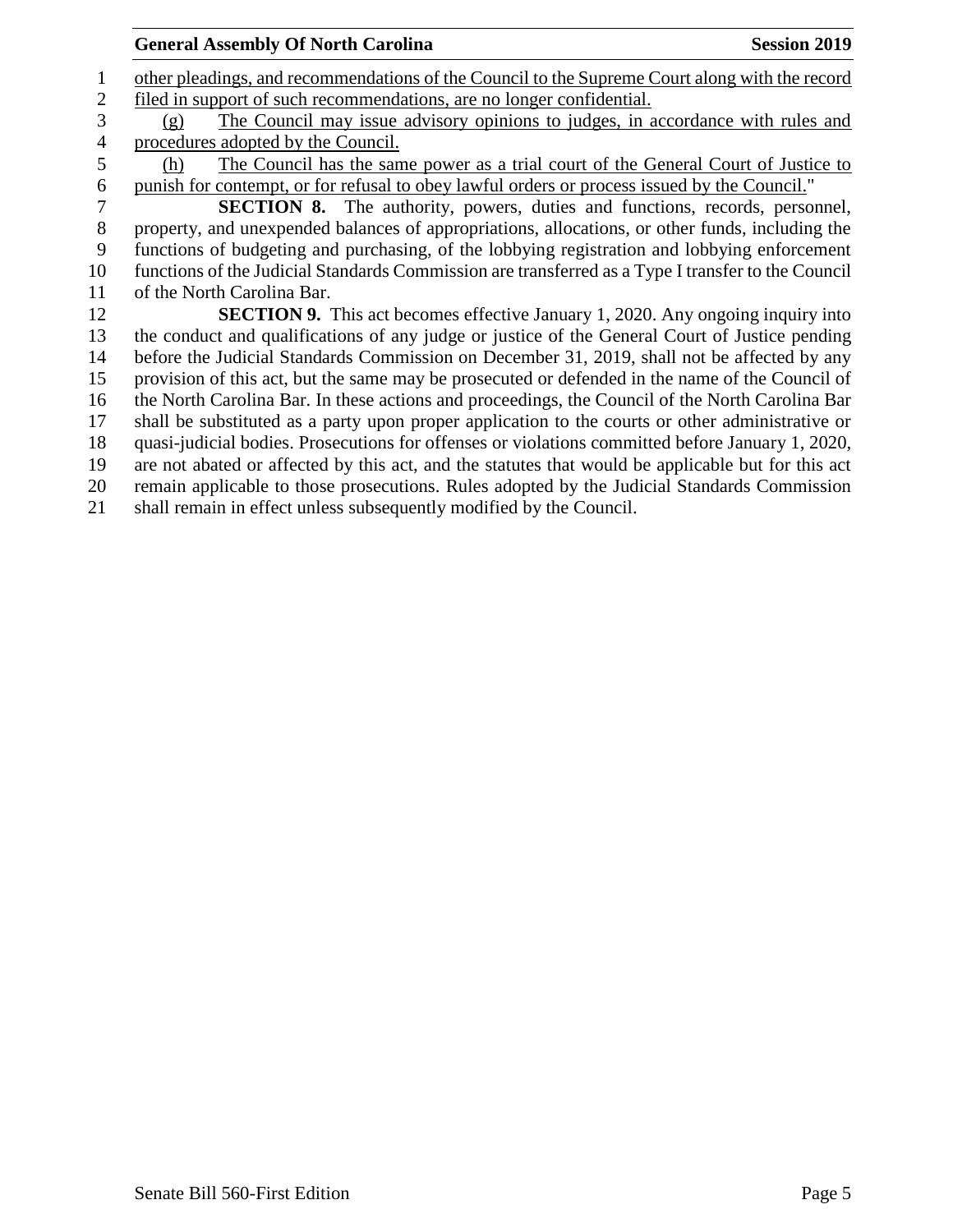other pleadings, and recommendations of the Council to the Supreme Court along with the record filed in support of such recommendations, are no longer confidential.

(g) The Council may issue advisory opinions to judges, in accordance with rules and procedures adopted by the Council.

(h) The Council has the same power as a trial court of the General Court of Justice to punish for contempt, or for refusal to obey lawful orders or process issued by the Council."

**SECTION 8.** The authority, powers, duties and functions, records, personnel, property, and unexpended balances of appropriations, allocations, or other funds, including the functions of budgeting and purchasing, of the lobbying registration and lobbying enforcement functions of the Judicial Standards Commission are transferred as a Type I transfer to the Council of the North Carolina Bar.

**SECTION 9.** This act becomes effective January 1, 2020. Any ongoing inquiry into the conduct and qualifications of any judge or justice of the General Court of Justice pending before the Judicial Standards Commission on December 31, 2019, shall not be affected by any provision of this act, but the same may be prosecuted or defended in the name of the Council of the North Carolina Bar. In these actions and proceedings, the Council of the North Carolina Bar shall be substituted as a party upon proper application to the courts or other administrative or quasi-judicial bodies. Prosecutions for offenses or violations committed before January 1, 2020, are not abated or affected by this act, and the statutes that would be applicable but for this act remain applicable to those prosecutions. Rules adopted by the Judicial Standards Commission shall remain in effect unless subsequently modified by the Council.